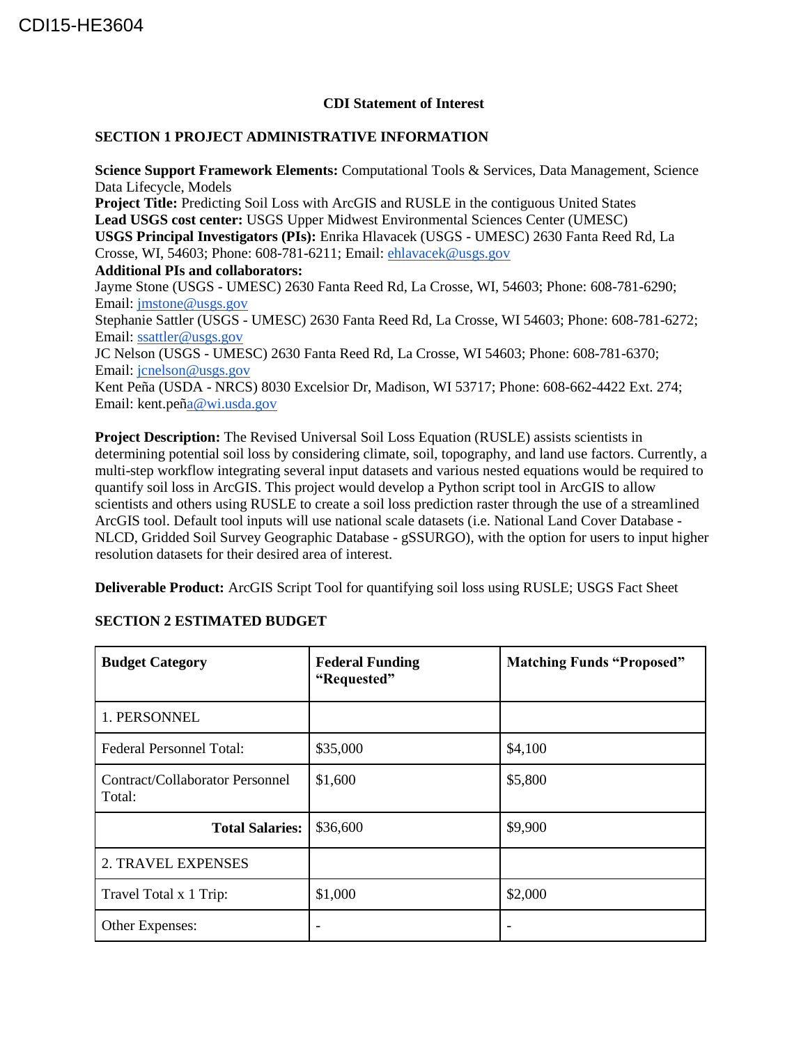CDI15-HE3604

**CDI Statement of Interest**

**SECTION 1 PROJECT ADMINISTRATIVE INFORMATION**

**Science Support Framework Elements:** Computational Tools & Services, Data Management, Science Data Lifecycle, Models
**Project Title:** Predicting Soil Loss with ArcGIS and RUSLE in the contiguous United States
**Lead USGS cost center:** USGS Upper Midwest Environmental Sciences Center (UMESC)
**USGS Principal Investigators (PIs):** Enrika Hlavacek (USGS - UMESC) 2630 Fanta Reed Rd, La Crosse, WI, 54603; Phone: 608-781-6211; Email: ehlavacek@usgs.gov
**Additional PIs and collaborators:**
Jayme Stone (USGS - UMESC) 2630 Fanta Reed Rd, La Crosse, WI, 54603; Phone: 608-781-6290; Email: jmstone@usgs.gov
Stephanie Sattler (USGS - UMESC) 2630 Fanta Reed Rd, La Crosse, WI 54603; Phone: 608-781-6272; Email: ssattler@usgs.gov
JC Nelson (USGS - UMESC) 2630 Fanta Reed Rd, La Crosse, WI 54603; Phone: 608-781-6370; Email: jcnelson@usgs.gov
Kent Peña (USDA - NRCS) 8030 Excelsior Dr, Madison, WI 53717; Phone: 608-662-4422 Ext. 274; Email: kent.peña@wi.usda.gov

**Project Description:** The Revised Universal Soil Loss Equation (RUSLE) assists scientists in determining potential soil loss by considering climate, soil, topography, and land use factors. Currently, a multi-step workflow integrating several input datasets and various nested equations would be required to quantify soil loss in ArcGIS. This project would develop a Python script tool in ArcGIS to allow scientists and others using RUSLE to create a soil loss prediction raster through the use of a streamlined ArcGIS tool. Default tool inputs will use national scale datasets (i.e. National Land Cover Database - NLCD, Gridded Soil Survey Geographic Database - gSSURGO), with the option for users to input higher resolution datasets for their desired area of interest.

**Deliverable Product:** ArcGIS Script Tool for quantifying soil loss using RUSLE; USGS Fact Sheet

**SECTION 2 ESTIMATED BUDGET**

| Budget Category | Federal Funding "Requested" | Matching Funds "Proposed" |
|---|---|---|
| 1. PERSONNEL | | |
| Federal Personnel Total: | $35,000 | $4,100 |
| Contract/Collaborator Personnel Total: | $1,600 | $5,800 |
| **Total Salaries:** | $36,600 | $9,900 |
| 2. TRAVEL EXPENSES | | |
| Travel Total x 1 Trip: | $1,000 | $2,000 |
| Other Expenses: | - | - |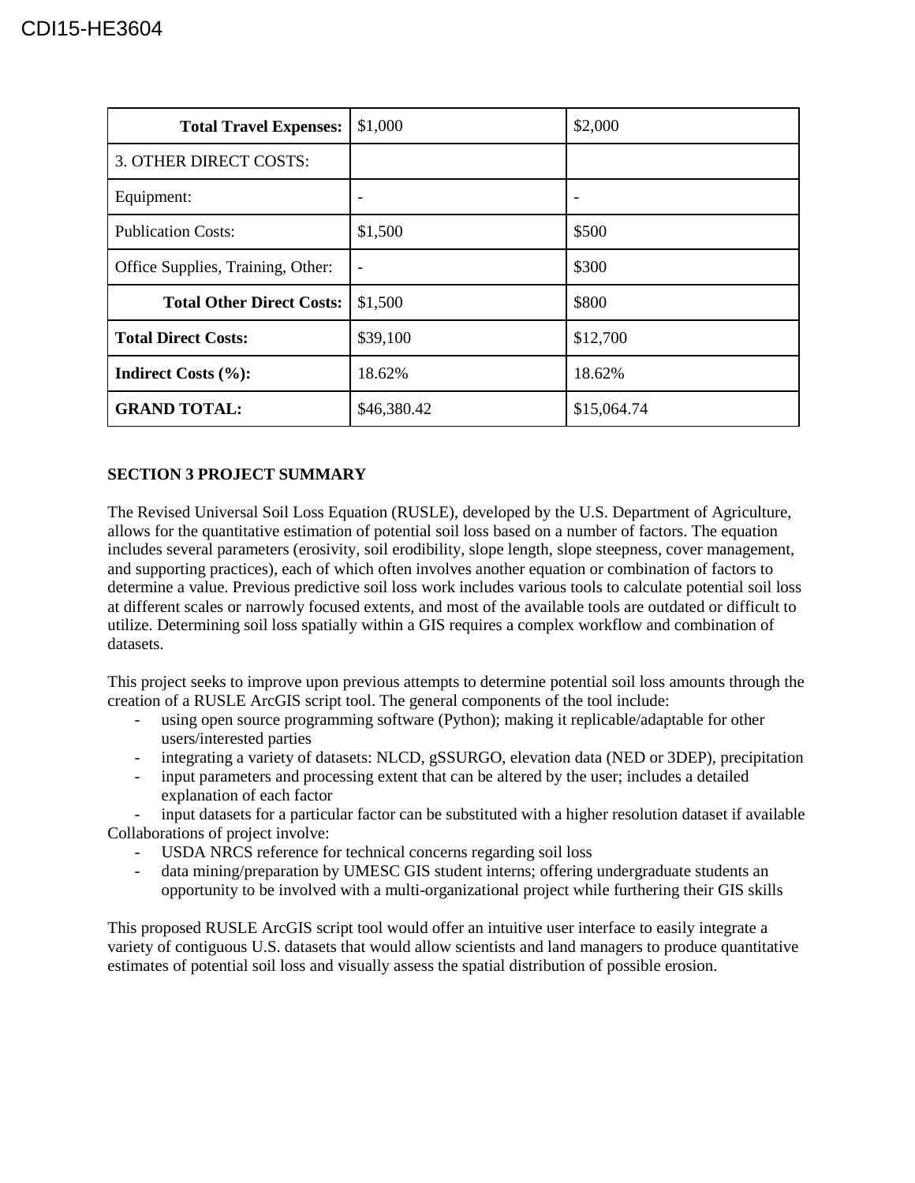| | | |
|---|---|---|
| **Total Travel Expenses:** | $1,000 | $2,000 |
| 3. OTHER DIRECT COSTS: | | |
| Equipment: | - | - |
| Publication Costs: | $1,500 | $500 |
| Office Supplies, Training, Other: | - | $300 |
| **Total Other Direct Costs:** | $1,500 | $800 |
| **Total Direct Costs:** | $39,100 | $12,700 |
| **Indirect Costs (%):** | 18.62% | 18.62% |
| **GRAND TOTAL:** | $46,380.42 | $15,064.74 |

## SECTION 3 PROJECT SUMMARY

The Revised Universal Soil Loss Equation (RUSLE), developed by the U.S. Department of Agriculture, allows for the quantitative estimation of potential soil loss based on a number of factors. The equation includes several parameters (erosivity, soil erodibility, slope length, slope steepness, cover management, and supporting practices), each of which often involves another equation or combination of factors to determine a value. Previous predictive soil loss work includes various tools to calculate potential soil loss at different scales or narrowly focused extents, and most of the available tools are outdated or difficult to utilize. Determining soil loss spatially within a GIS requires a complex workflow and combination of datasets.

This project seeks to improve upon previous attempts to determine potential soil loss amounts through the creation of a RUSLE ArcGIS script tool. The general components of the tool include:

- using open source programming software (Python); making it replicable/adaptable for other users/interested parties
- integrating a variety of datasets: NLCD, gSSURGO, elevation data (NED or 3DEP), precipitation
- input parameters and processing extent that can be altered by the user; includes a detailed explanation of each factor
- input datasets for a particular factor can be substituted with a higher resolution dataset if available

Collaborations of project involve:

- USDA NRCS reference for technical concerns regarding soil loss
- data mining/preparation by UMESC GIS student interns; offering undergraduate students an opportunity to be involved with a multi-organizational project while furthering their GIS skills

This proposed RUSLE ArcGIS script tool would offer an intuitive user interface to easily integrate a variety of contiguous U.S. datasets that would allow scientists and land managers to produce quantitative estimates of potential soil loss and visually assess the spatial distribution of possible erosion.